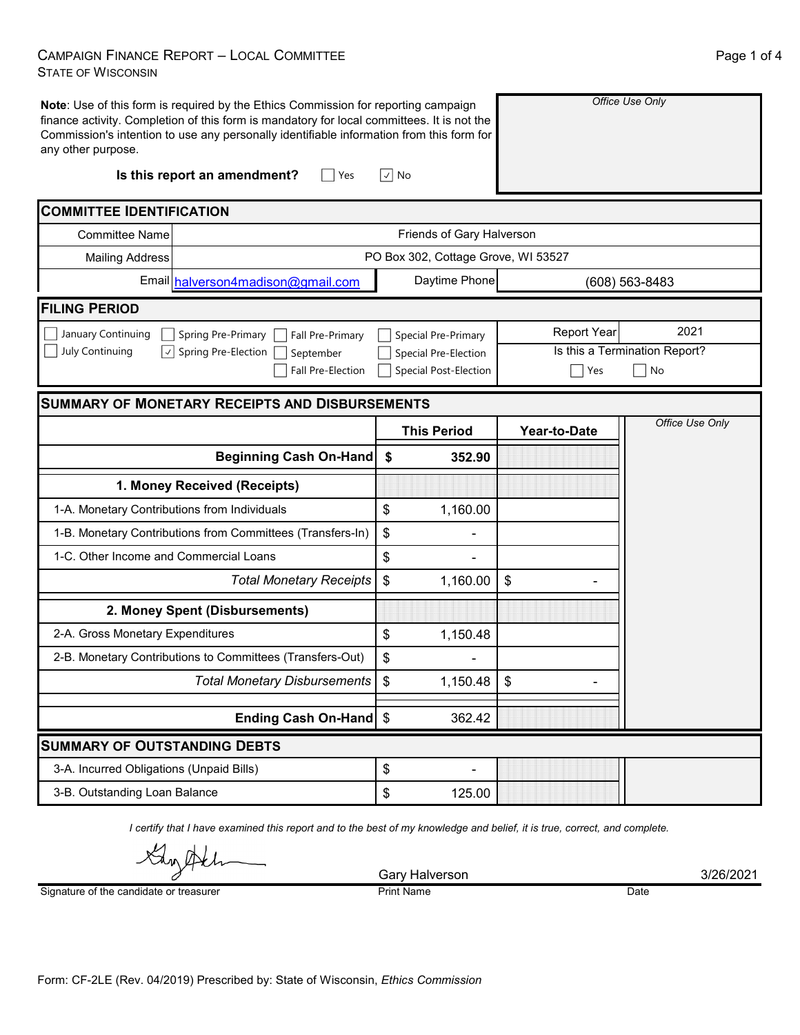# CAMPAIGN FINANCE REPORT – LOCAL COMMITTEE
STATE OF WISCONSIN

**Note**: Use of this form is required by the Ethics Commission for reporting campaign finance activity. Completion of this form is mandatory for local committees. It is not the Commission's intention to use any personally identifiable information from this form for any other purpose.

*Office Use Only*

**Is this report an amendment?** ☐ Yes ☑ No

## COMMITTEE IDENTIFICATION

| | |
|---|---|
| Committee Name | Friends of Gary Halverson |
| Mailing Address | PO Box 302, Cottage Grove, WI 53527 |
| Email | halverson4madison@gmail.com |
| Daytime Phone | (608) 563-8483 |

## FILING PERIOD

☐ January Continuing ☐ July Continuing ☐ Spring Pre-Primary ☑ Spring Pre-Election ☐ Fall Pre-Primary ☐ September ☐ Fall Pre-Election ☐ Special Pre-Primary ☐ Special Pre-Election ☐ Special Post-Election

Report Year: 2021

Is this a Termination Report? ☐ Yes ☐ No

## SUMMARY OF MONETARY RECEIPTS AND DISBURSEMENTS

| | This Period | Year-to-Date |
|---|---|---|
| **Beginning Cash On-Hand** | **$ 352.90** | |
| **1. Money Received (Receipts)** | | |
| 1-A. Monetary Contributions from Individuals | $ 1,160.00 | |
| 1-B. Monetary Contributions from Committees (Transfers-In) | $ - | |
| 1-C. Other Income and Commercial Loans | $ - | |
| *Total Monetary Receipts* | $ 1,160.00 | $ - |
| **2. Money Spent (Disbursements)** | | |
| 2-A. Gross Monetary Expenditures | $ 1,150.48 | |
| 2-B. Monetary Contributions to Committees (Transfers-Out) | $ - | |
| *Total Monetary Disbursements* | $ 1,150.48 | $ - |
| **Ending Cash On-Hand** | $ 362.42 | |

*Office Use Only*

## SUMMARY OF OUTSTANDING DEBTS

| | |
|---|---|
| 3-A. Incurred Obligations (Unpaid Bills) | $ - |
| 3-B. Outstanding Loan Balance | $ 125.00 |

*I certify that I have examined this report and to the best of my knowledge and belief, it is true, correct, and complete.*

| Signature of the candidate or treasurer | Print Name | Date |
|---|---|---|
| [signature] | Gary Halverson | 3/26/2021 |

Form: CF-2LE (Rev. 04/2019) Prescribed by: State of Wisconsin, *Ethics Commission*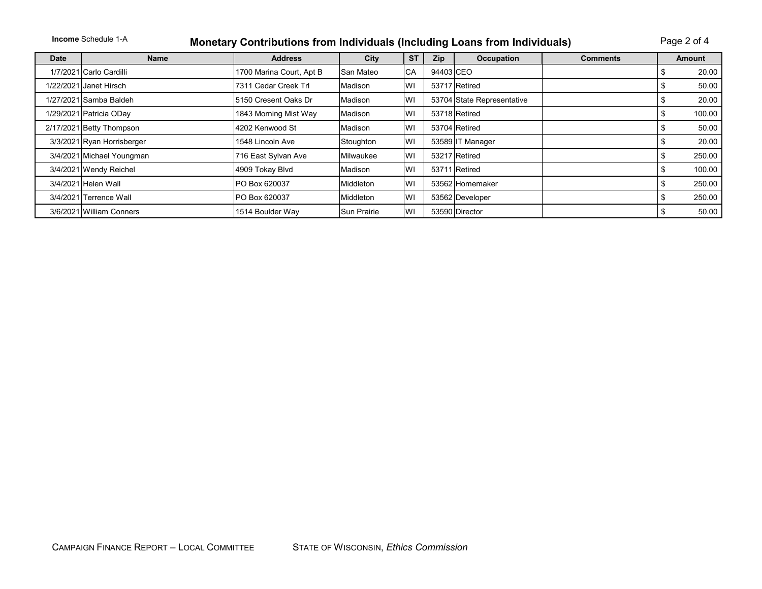**Income** Schedule 1-A

## Monetary Contributions from Individuals (Including Loans from Individuals)

| Date | Name | Address | City | ST | Zip | Occupation | Comments | Amount |
|---|---|---|---|---|---|---|---|---|
| 1/7/2021 | Carlo Cardilli | 1700 Marina Court, Apt B | San Mateo | CA | 94403 | CEO | | $ 20.00 |
| 1/22/2021 | Janet Hirsch | 7311 Cedar Creek Trl | Madison | WI | 53717 | Retired | | $ 50.00 |
| 1/27/2021 | Samba Baldeh | 5150 Cresent Oaks Dr | Madison | WI | 53704 | State Representative | | $ 20.00 |
| 1/29/2021 | Patricia ODay | 1843 Morning Mist Way | Madison | WI | 53718 | Retired | | $ 100.00 |
| 2/17/2021 | Betty Thompson | 4202 Kenwood St | Madison | WI | 53704 | Retired | | $ 50.00 |
| 3/3/2021 | Ryan Horrisberger | 1548 Lincoln Ave | Stoughton | WI | 53589 | IT Manager | | $ 20.00 |
| 3/4/2021 | Michael Youngman | 716 East Sylvan Ave | Milwaukee | WI | 53217 | Retired | | $ 250.00 |
| 3/4/2021 | Wendy Reichel | 4909 Tokay Blvd | Madison | WI | 53711 | Retired | | $ 100.00 |
| 3/4/2021 | Helen Wall | PO Box 620037 | Middleton | WI | 53562 | Homemaker | | $ 250.00 |
| 3/4/2021 | Terrence Wall | PO Box 620037 | Middleton | WI | 53562 | Developer | | $ 250.00 |
| 3/6/2021 | William Conners | 1514 Boulder Way | Sun Prairie | WI | 53590 | Director | | $ 50.00 |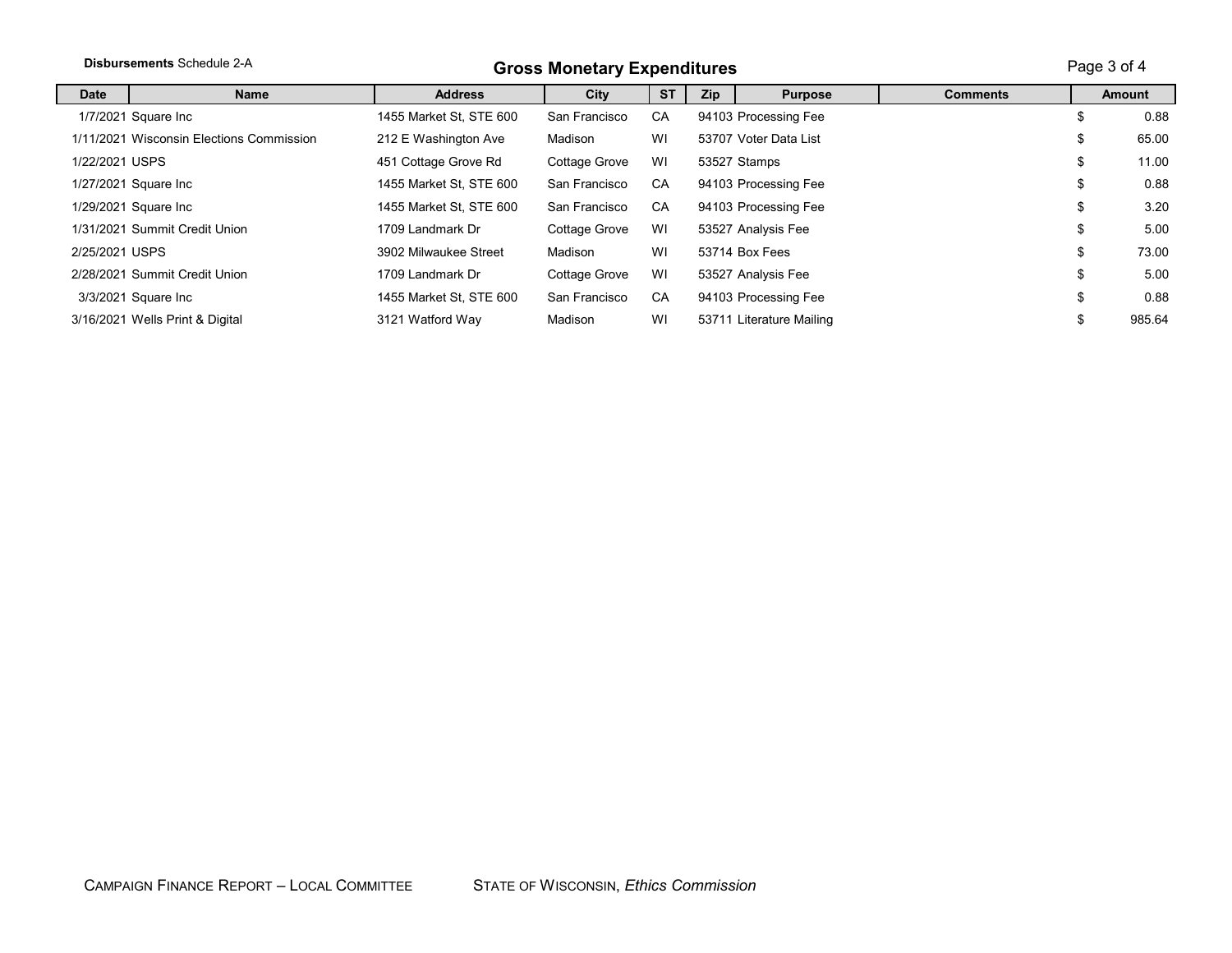**Disbursements** Schedule 2-A

## Gross Monetary Expenditures

| Date | Name | Address | City | ST | Zip | Purpose | Comments | Amount |
|---|---|---|---|---|---|---|---|---|
| 1/7/2021 | Square Inc | 1455 Market St, STE 600 | San Francisco | CA | 94103 | Processing Fee | | $ 0.88 |
| 1/11/2021 | Wisconsin Elections Commission | 212 E Washington Ave | Madison | WI | 53707 | Voter Data List | | $ 65.00 |
| 1/22/2021 | USPS | 451 Cottage Grove Rd | Cottage Grove | WI | 53527 | Stamps | | $ 11.00 |
| 1/27/2021 | Square Inc | 1455 Market St, STE 600 | San Francisco | CA | 94103 | Processing Fee | | $ 0.88 |
| 1/29/2021 | Square Inc | 1455 Market St, STE 600 | San Francisco | CA | 94103 | Processing Fee | | $ 3.20 |
| 1/31/2021 | Summit Credit Union | 1709 Landmark Dr | Cottage Grove | WI | 53527 | Analysis Fee | | $ 5.00 |
| 2/25/2021 | USPS | 3902 Milwaukee Street | Madison | WI | 53714 | Box Fees | | $ 73.00 |
| 2/28/2021 | Summit Credit Union | 1709 Landmark Dr | Cottage Grove | WI | 53527 | Analysis Fee | | $ 5.00 |
| 3/3/2021 | Square Inc | 1455 Market St, STE 600 | San Francisco | CA | 94103 | Processing Fee | | $ 0.88 |
| 3/16/2021 | Wells Print & Digital | 3121 Watford Way | Madison | WI | 53711 | Literature Mailing | | $ 985.64 |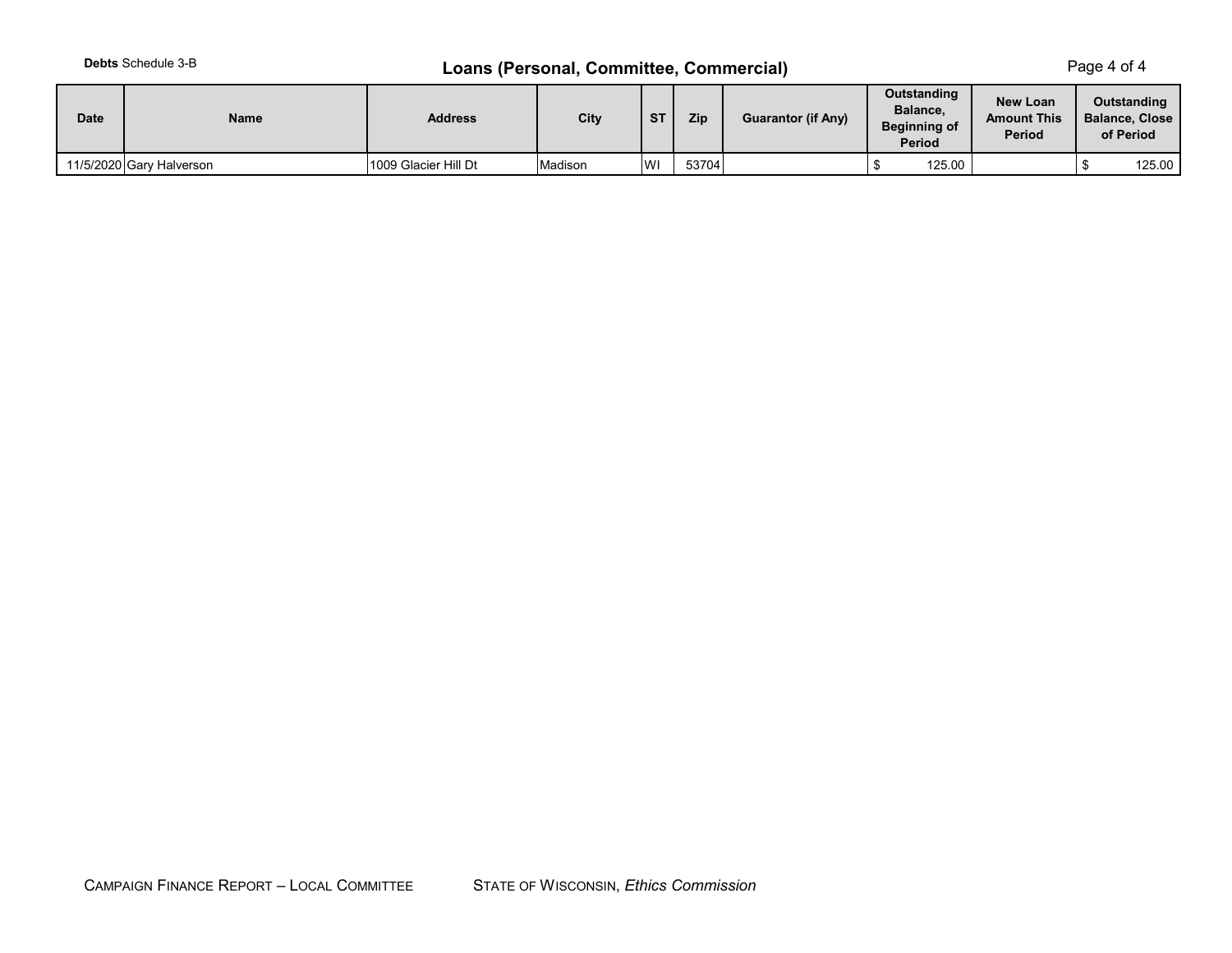**Debts** Schedule 3-B

# Loans (Personal, Committee, Commercial)

| Date | Name | Address | City | ST | Zip | Guarantor (if Any) | Outstanding Balance, Beginning of Period | New Loan Amount This Period | Outstanding Balance, Close of Period |
|---|---|---|---|---|---|---|---|---|---|
| 11/5/2020 | Gary Halverson | 1009 Glacier Hill Dt | Madison | WI | 53704 | | $ 125.00 | | $ 125.00 |

CAMPAIGN FINANCE REPORT – LOCAL COMMITTEE    STATE OF WISCONSIN, *Ethics Commission*